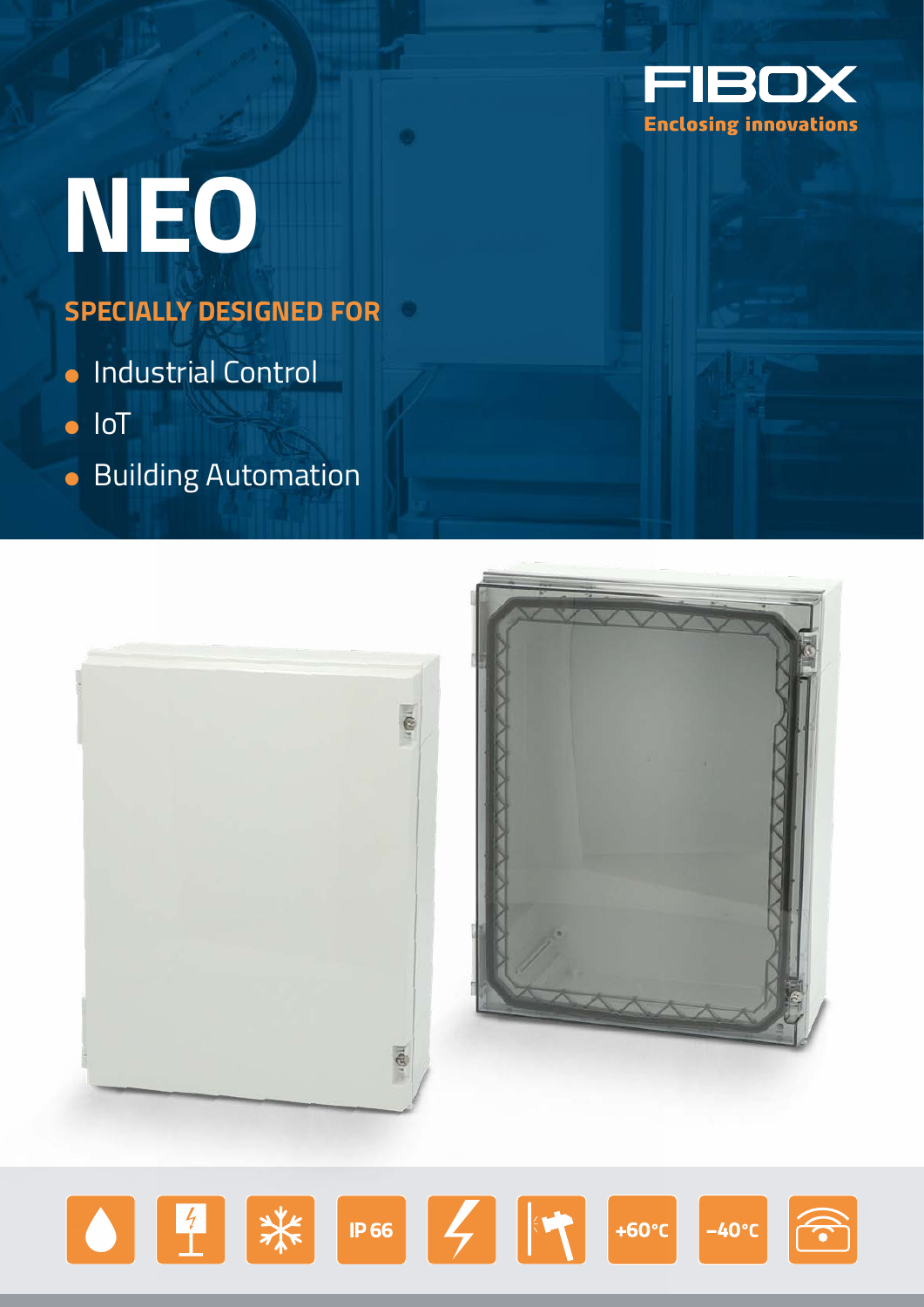FIBOX

Enclosing innovations

# NEO

## SPECIALLY DESIGNED FOR

- Industrial Control
- IoT
- Building Automation

IP 66 | +60°C | −40°C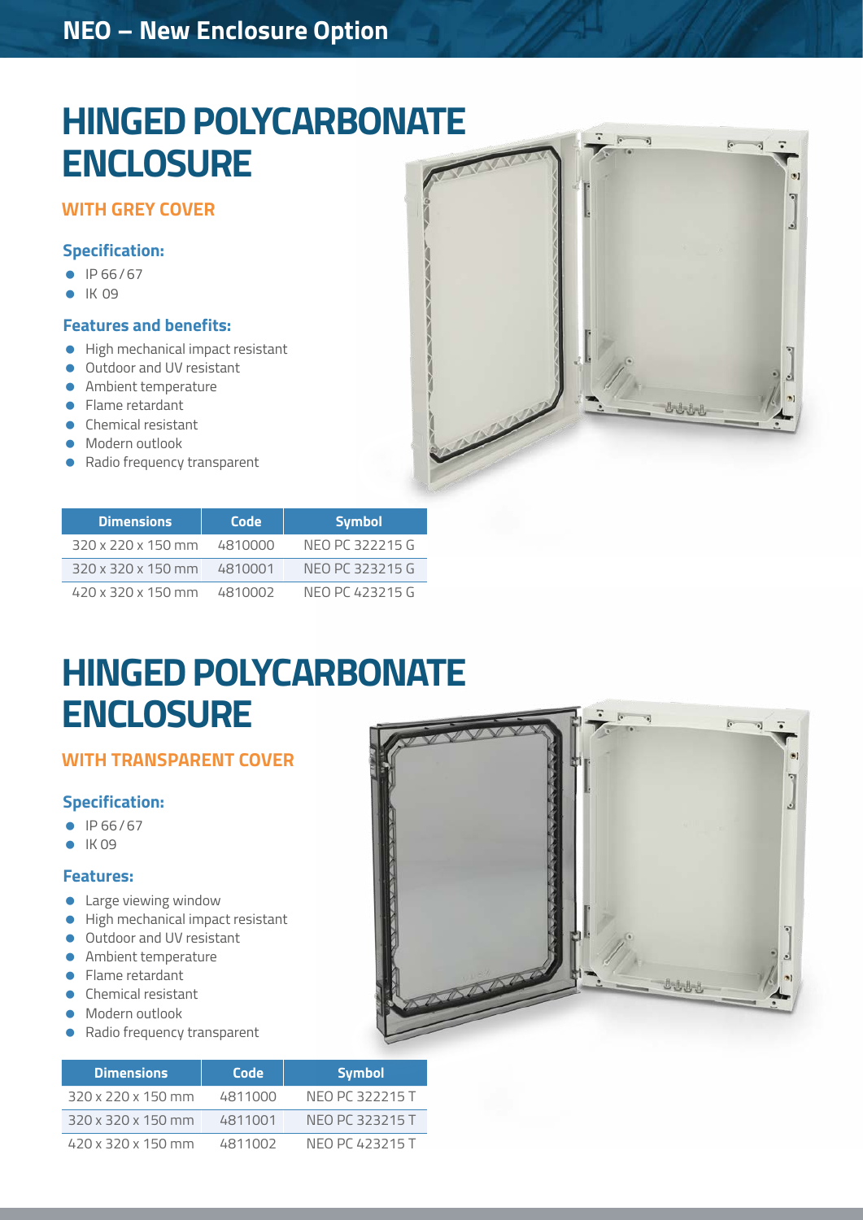# HINGED POLYCARBONATE ENCLOSURE

## WITH GREY COVER

### Specification:

- IP 66 / 67
- IK 09

### Features and benefits:

- High mechanical impact resistant
- Outdoor and UV resistant
- Ambient temperature
- Flame retardant
- Chemical resistant
- Modern outlook
- Radio frequency transparent

| Dimensions | Code | Symbol |
|---|---|---|
| 320 x 220 x 150 mm | 4810000 | NEO PC 322215 G |
| 320 x 320 x 150 mm | 4810001 | NEO PC 323215 G |
| 420 x 320 x 150 mm | 4810002 | NEO PC 423215 G |

# HINGED POLYCARBONATE ENCLOSURE

## WITH TRANSPARENT COVER

### Specification:

- IP 66 / 67
- IK 09

### Features:

- Large viewing window
- High mechanical impact resistant
- Outdoor and UV resistant
- Ambient temperature
- Flame retardant
- Chemical resistant
- Modern outlook
- Radio frequency transparent

| Dimensions | Code | Symbol |
|---|---|---|
| 320 x 220 x 150 mm | 4811000 | NEO PC 322215 T |
| 320 x 320 x 150 mm | 4811001 | NEO PC 323215 T |
| 420 x 320 x 150 mm | 4811002 | NEO PC 423215 T |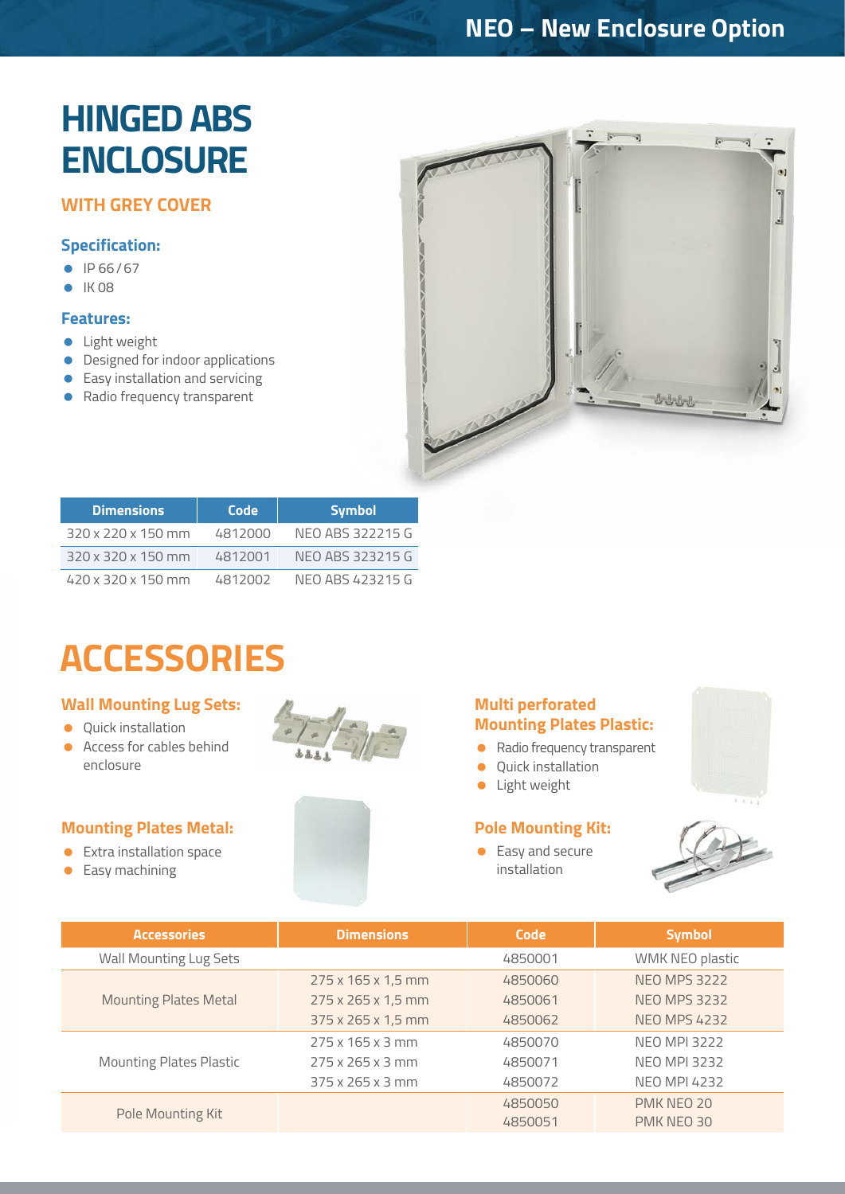# HINGED ABS ENCLOSURE

## WITH GREY COVER

### Specification:

- IP 66 / 67
- IK 08

### Features:

- Light weight
- Designed for indoor applications
- Easy installation and servicing
- Radio frequency transparent

| Dimensions | Code | Symbol |
|---|---|---|
| 320 x 220 x 150 mm | 4812000 | NEO ABS 322215 G |
| 320 x 320 x 150 mm | 4812001 | NEO ABS 323215 G |
| 420 x 320 x 150 mm | 4812002 | NEO ABS 423215 G |

# ACCESSORIES

### Wall Mounting Lug Sets:

- Quick installation
- Access for cables behind enclosure

### Mounting Plates Metal:

- Extra installation space
- Easy machining

### Multi perforated Mounting Plates Plastic:

- Radio frequency transparent
- Quick installation
- Light weight

### Pole Mounting Kit:

- Easy and secure installation

| Accessories | Dimensions | Code | Symbol |
|---|---|---|---|
| Wall Mounting Lug Sets | | 4850001 | WMK NEO plastic |
| Mounting Plates Metal | 275 x 165 x 1,5 mm | 4850060 | NEO MPS 3222 |
| | 275 x 265 x 1,5 mm | 4850061 | NEO MPS 3232 |
| | 375 x 265 x 1,5 mm | 4850062 | NEO MPS 4232 |
| Mounting Plates Plastic | 275 x 165 x 3 mm | 4850070 | NEO MPI 3222 |
| | 275 x 265 x 3 mm | 4850071 | NEO MPI 3232 |
| | 375 x 265 x 3 mm | 4850072 | NEO MPI 4232 |
| Pole Mounting Kit | | 4850050 | PMK NEO 20 |
| | | 4850051 | PMK NEO 30 |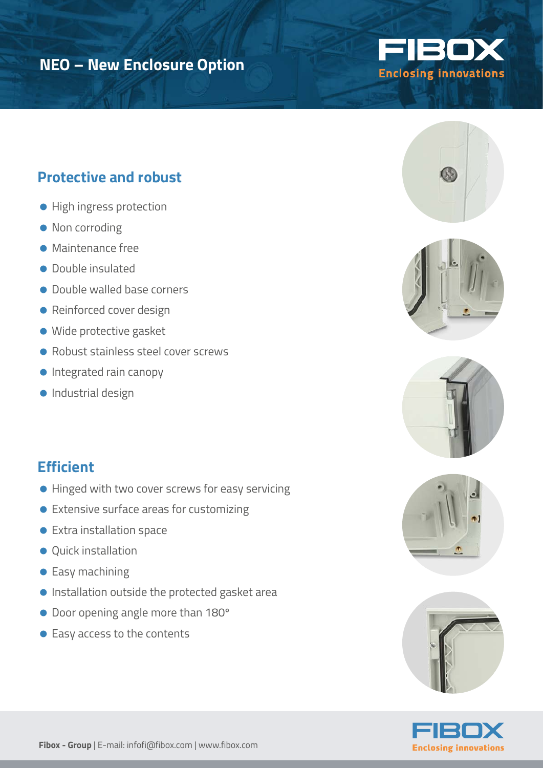# NEO – New Enclosure Option

FIBOX
Enclosing innovations

## Protective and robust

- High ingress protection
- Non corroding
- Maintenance free
- Double insulated
- Double walled base corners
- Reinforced cover design
- Wide protective gasket
- Robust stainless steel cover screws
- Integrated rain canopy
- Industrial design

## Efficient

- Hinged with two cover screws for easy servicing
- Extensive surface areas for customizing
- Extra installation space
- Quick installation
- Easy machining
- Installation outside the protected gasket area
- Door opening angle more than 180°
- Easy access to the contents

**Fibox - Group** | E-mail: infofi@fibox.com | www.fibox.com

FIBOX
Enclosing innovations